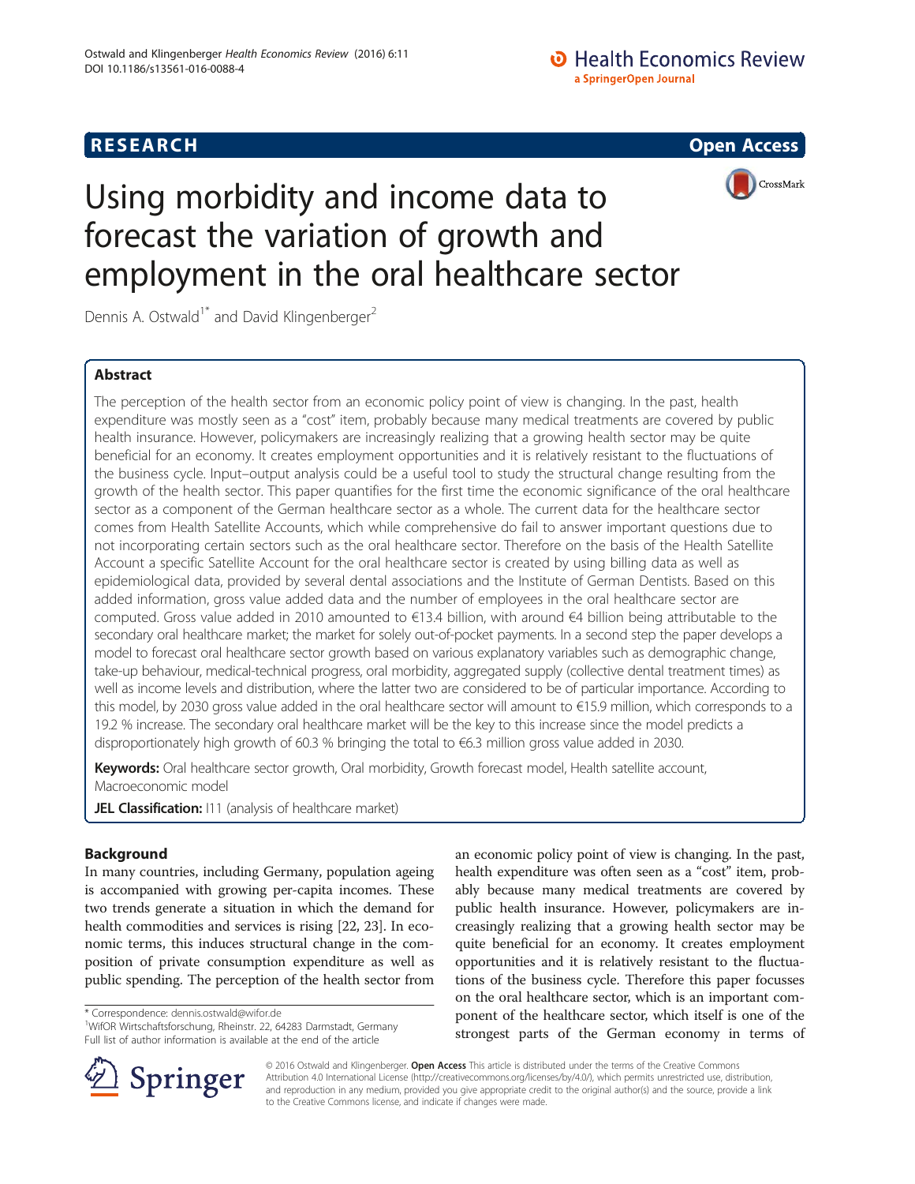RESEARCH Open Access

# Using morbidity and income data to forecast the variation of growth and employment in the oral healthcare sector

Dennis A. Ostwald[1*] and David Klingenberger[2]

## Abstract

The perception of the health sector from an economic policy point of view is changing. In the past, health expenditure was mostly seen as a "cost" item, probably because many medical treatments are covered by public health insurance. However, policymakers are increasingly realizing that a growing health sector may be quite beneficial for an economy. It creates employment opportunities and it is relatively resistant to the fluctuations of the business cycle. Input–output analysis could be a useful tool to study the structural change resulting from the growth of the health sector. This paper quantifies for the first time the economic significance of the oral healthcare sector as a component of the German healthcare sector as a whole. The current data for the healthcare sector comes from Health Satellite Accounts, which while comprehensive do fail to answer important questions due to not incorporating certain sectors such as the oral healthcare sector. Therefore on the basis of the Health Satellite Account a specific Satellite Account for the oral healthcare sector is created by using billing data as well as epidemiological data, provided by several dental associations and the Institute of German Dentists. Based on this added information, gross value added data and the number of employees in the oral healthcare sector are computed. Gross value added in 2010 amounted to €13.4 billion, with around €4 billion being attributable to the secondary oral healthcare market; the market for solely out-of-pocket payments. In a second step the paper develops a model to forecast oral healthcare sector growth based on various explanatory variables such as demographic change, take-up behaviour, medical-technical progress, oral morbidity, aggregated supply (collective dental treatment times) as well as income levels and distribution, where the latter two are considered to be of particular importance. According to this model, by 2030 gross value added in the oral healthcare sector will amount to €15.9 million, which corresponds to a 19.2 % increase. The secondary oral healthcare market will be the key to this increase since the model predicts a disproportionately high growth of 60.3 % bringing the total to €6.3 million gross value added in 2030.

**Keywords:** Oral healthcare sector growth, Oral morbidity, Growth forecast model, Health satellite account, Macroeconomic model

**JEL Classification:** I11 (analysis of healthcare market)

## Background

In many countries, including Germany, population ageing is accompanied with growing per-capita incomes. These two trends generate a situation in which the demand for health commodities and services is rising [22, 23]. In economic terms, this induces structural change in the composition of private consumption expenditure as well as public spending. The perception of the health sector from an economic policy point of view is changing. In the past, health expenditure was often seen as a "cost" item, probably because many medical treatments are covered by public health insurance. However, policymakers are increasingly realizing that a growing health sector may be quite beneficial for an economy. It creates employment opportunities and it is relatively resistant to the fluctuations of the business cycle. Therefore this paper focusses on the oral healthcare sector, which is an important component of the healthcare sector, which itself is one of the strongest parts of the German economy in terms of

\* Correspondence: dennis.ostwald@wifor.de

[1]WifOR Wirtschaftsforschung, Rheinstr. 22, 64283 Darmstadt, Germany

Full list of author information is available at the end of the article

© 2016 Ostwald and Klingenberger. **Open Access** This article is distributed under the terms of the Creative Commons Attribution 4.0 International License (http://creativecommons.org/licenses/by/4.0/), which permits unrestricted use, distribution, and reproduction in any medium, provided you give appropriate credit to the original author(s) and the source, provide a link to the Creative Commons license, and indicate if changes were made.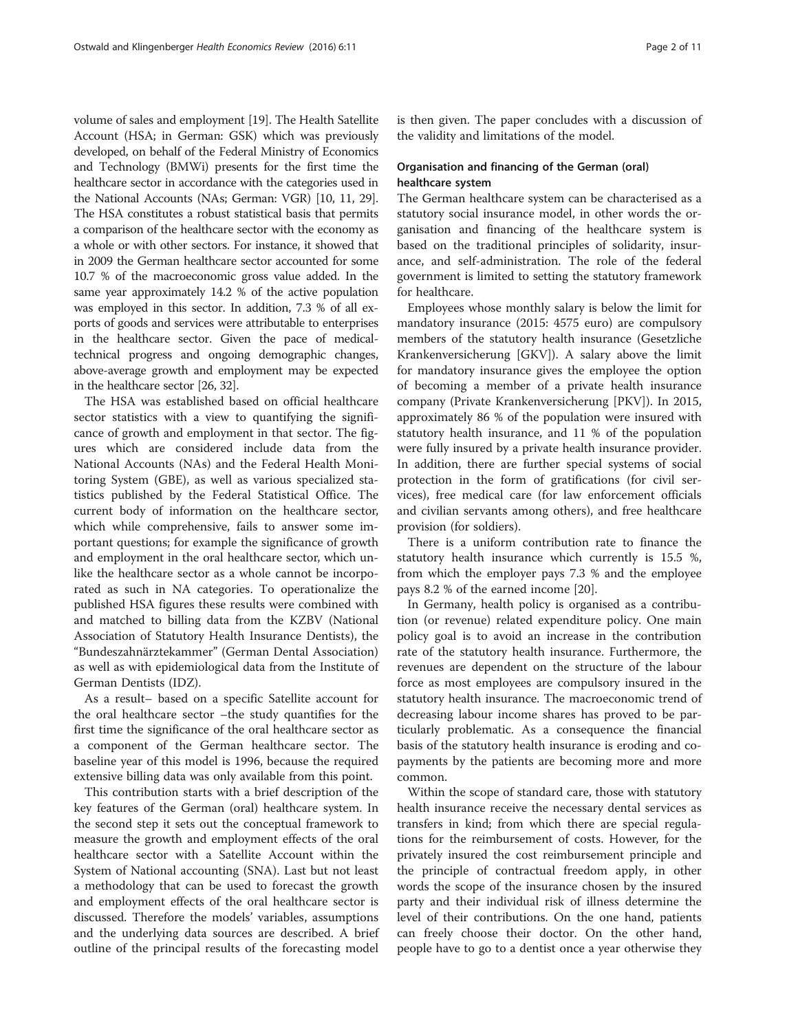volume of sales and employment [19]. The Health Satellite Account (HSA; in German: GSK) which was previously developed, on behalf of the Federal Ministry of Economics and Technology (BMWi) presents for the first time the healthcare sector in accordance with the categories used in the National Accounts (NAs; German: VGR) [10, 11, 29]. The HSA constitutes a robust statistical basis that permits a comparison of the healthcare sector with the economy as a whole or with other sectors. For instance, it showed that in 2009 the German healthcare sector accounted for some 10.7 % of the macroeconomic gross value added. In the same year approximately 14.2 % of the active population was employed in this sector. In addition, 7.3 % of all exports of goods and services were attributable to enterprises in the healthcare sector. Given the pace of medical-technical progress and ongoing demographic changes, above-average growth and employment may be expected in the healthcare sector [26, 32].

The HSA was established based on official healthcare sector statistics with a view to quantifying the significance of growth and employment in that sector. The figures which are considered include data from the National Accounts (NAs) and the Federal Health Monitoring System (GBE), as well as various specialized statistics published by the Federal Statistical Office. The current body of information on the healthcare sector, which while comprehensive, fails to answer some important questions; for example the significance of growth and employment in the oral healthcare sector, which unlike the healthcare sector as a whole cannot be incorporated as such in NA categories. To operationalize the published HSA figures these results were combined with and matched to billing data from the KZBV (National Association of Statutory Health Insurance Dentists), the "Bundeszahnärztekammer" (German Dental Association) as well as with epidemiological data from the Institute of German Dentists (IDZ).

As a result– based on a specific Satellite account for the oral healthcare sector –the study quantifies for the first time the significance of the oral healthcare sector as a component of the German healthcare sector. The baseline year of this model is 1996, because the required extensive billing data was only available from this point.

This contribution starts with a brief description of the key features of the German (oral) healthcare system. In the second step it sets out the conceptual framework to measure the growth and employment effects of the oral healthcare sector with a Satellite Account within the System of National accounting (SNA). Last but not least a methodology that can be used to forecast the growth and employment effects of the oral healthcare sector is discussed. Therefore the models' variables, assumptions and the underlying data sources are described. A brief outline of the principal results of the forecasting model is then given. The paper concludes with a discussion of the validity and limitations of the model.

## Organisation and financing of the German (oral) healthcare system

The German healthcare system can be characterised as a statutory social insurance model, in other words the organisation and financing of the healthcare system is based on the traditional principles of solidarity, insurance, and self-administration. The role of the federal government is limited to setting the statutory framework for healthcare.

Employees whose monthly salary is below the limit for mandatory insurance (2015: 4575 euro) are compulsory members of the statutory health insurance (Gesetzliche Krankenversicherung [GKV]). A salary above the limit for mandatory insurance gives the employee the option of becoming a member of a private health insurance company (Private Krankenversicherung [PKV]). In 2015, approximately 86 % of the population were insured with statutory health insurance, and 11 % of the population were fully insured by a private health insurance provider. In addition, there are further special systems of social protection in the form of gratifications (for civil services), free medical care (for law enforcement officials and civilian servants among others), and free healthcare provision (for soldiers).

There is a uniform contribution rate to finance the statutory health insurance which currently is 15.5 %, from which the employer pays 7.3 % and the employee pays 8.2 % of the earned income [20].

In Germany, health policy is organised as a contribution (or revenue) related expenditure policy. One main policy goal is to avoid an increase in the contribution rate of the statutory health insurance. Furthermore, the revenues are dependent on the structure of the labour force as most employees are compulsory insured in the statutory health insurance. The macroeconomic trend of decreasing labour income shares has proved to be particularly problematic. As a consequence the financial basis of the statutory health insurance is eroding and co-payments by the patients are becoming more and more common.

Within the scope of standard care, those with statutory health insurance receive the necessary dental services as transfers in kind; from which there are special regulations for the reimbursement of costs. However, for the privately insured the cost reimbursement principle and the principle of contractual freedom apply, in other words the scope of the insurance chosen by the insured party and their individual risk of illness determine the level of their contributions. On the one hand, patients can freely choose their doctor. On the other hand, people have to go to a dentist once a year otherwise they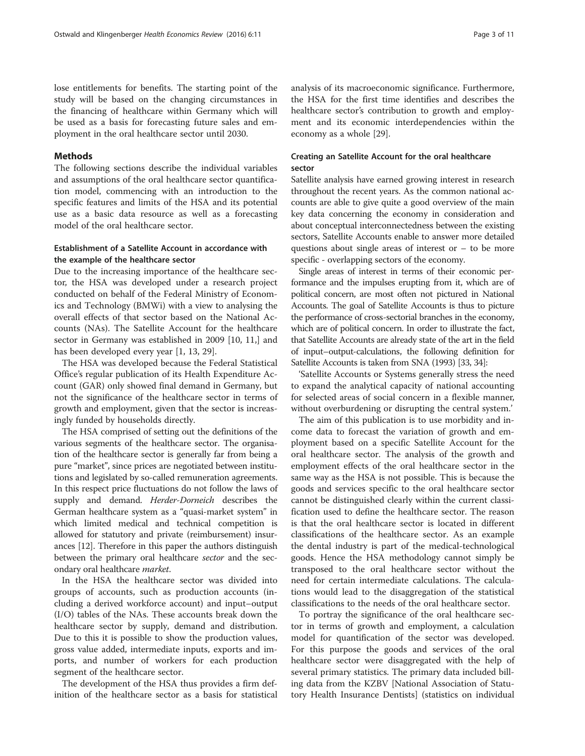lose entitlements for benefits. The starting point of the study will be based on the changing circumstances in the financing of healthcare within Germany which will be used as a basis for forecasting future sales and employment in the oral healthcare sector until 2030.

## Methods

The following sections describe the individual variables and assumptions of the oral healthcare sector quantification model, commencing with an introduction to the specific features and limits of the HSA and its potential use as a basic data resource as well as a forecasting model of the oral healthcare sector.

### Establishment of a Satellite Account in accordance with the example of the healthcare sector

Due to the increasing importance of the healthcare sector, the HSA was developed under a research project conducted on behalf of the Federal Ministry of Economics and Technology (BMWi) with a view to analysing the overall effects of that sector based on the National Accounts (NAs). The Satellite Account for the healthcare sector in Germany was established in 2009 [10, 11,] and has been developed every year [1, 13, 29].

The HSA was developed because the Federal Statistical Office's regular publication of its Health Expenditure Account (GAR) only showed final demand in Germany, but not the significance of the healthcare sector in terms of growth and employment, given that the sector is increasingly funded by households directly.

The HSA comprised of setting out the definitions of the various segments of the healthcare sector. The organisation of the healthcare sector is generally far from being a pure "market", since prices are negotiated between institutions and legislated by so-called remuneration agreements. In this respect price fluctuations do not follow the laws of supply and demand. *Herder-Dorneich* describes the German healthcare system as a "quasi-market system" in which limited medical and technical competition is allowed for statutory and private (reimbursement) insurances [12]. Therefore in this paper the authors distinguish between the primary oral healthcare *sector* and the secondary oral healthcare *market*.

In the HSA the healthcare sector was divided into groups of accounts, such as production accounts (including a derived workforce account) and input–output (I/O) tables of the NAs. These accounts break down the healthcare sector by supply, demand and distribution. Due to this it is possible to show the production values, gross value added, intermediate inputs, exports and imports, and number of workers for each production segment of the healthcare sector.

The development of the HSA thus provides a firm definition of the healthcare sector as a basis for statistical analysis of its macroeconomic significance. Furthermore, the HSA for the first time identifies and describes the healthcare sector's contribution to growth and employment and its economic interdependencies within the economy as a whole [29].

### Creating an Satellite Account for the oral healthcare sector

Satellite analysis have earned growing interest in research throughout the recent years. As the common national accounts are able to give quite a good overview of the main key data concerning the economy in consideration and about conceptual interconnectedness between the existing sectors, Satellite Accounts enable to answer more detailed questions about single areas of interest or – to be more specific - overlapping sectors of the economy.

Single areas of interest in terms of their economic performance and the impulses erupting from it, which are of political concern, are most often not pictured in National Accounts. The goal of Satellite Accounts is thus to picture the performance of cross-sectorial branches in the economy, which are of political concern. In order to illustrate the fact, that Satellite Accounts are already state of the art in the field of input–output-calculations, the following definition for Satellite Accounts is taken from SNA (1993) [33, 34]:

'Satellite Accounts or Systems generally stress the need to expand the analytical capacity of national accounting for selected areas of social concern in a flexible manner, without overburdening or disrupting the central system.'

The aim of this publication is to use morbidity and income data to forecast the variation of growth and employment based on a specific Satellite Account for the oral healthcare sector. The analysis of the growth and employment effects of the oral healthcare sector in the same way as the HSA is not possible. This is because the goods and services specific to the oral healthcare sector cannot be distinguished clearly within the current classification used to define the healthcare sector. The reason is that the oral healthcare sector is located in different classifications of the healthcare sector. As an example the dental industry is part of the medical-technological goods. Hence the HSA methodology cannot simply be transposed to the oral healthcare sector without the need for certain intermediate calculations. The calculations would lead to the disaggregation of the statistical classifications to the needs of the oral healthcare sector.

To portray the significance of the oral healthcare sector in terms of growth and employment, a calculation model for quantification of the sector was developed. For this purpose the goods and services of the oral healthcare sector were disaggregated with the help of several primary statistics. The primary data included billing data from the KZBV [National Association of Statutory Health Insurance Dentists] (statistics on individual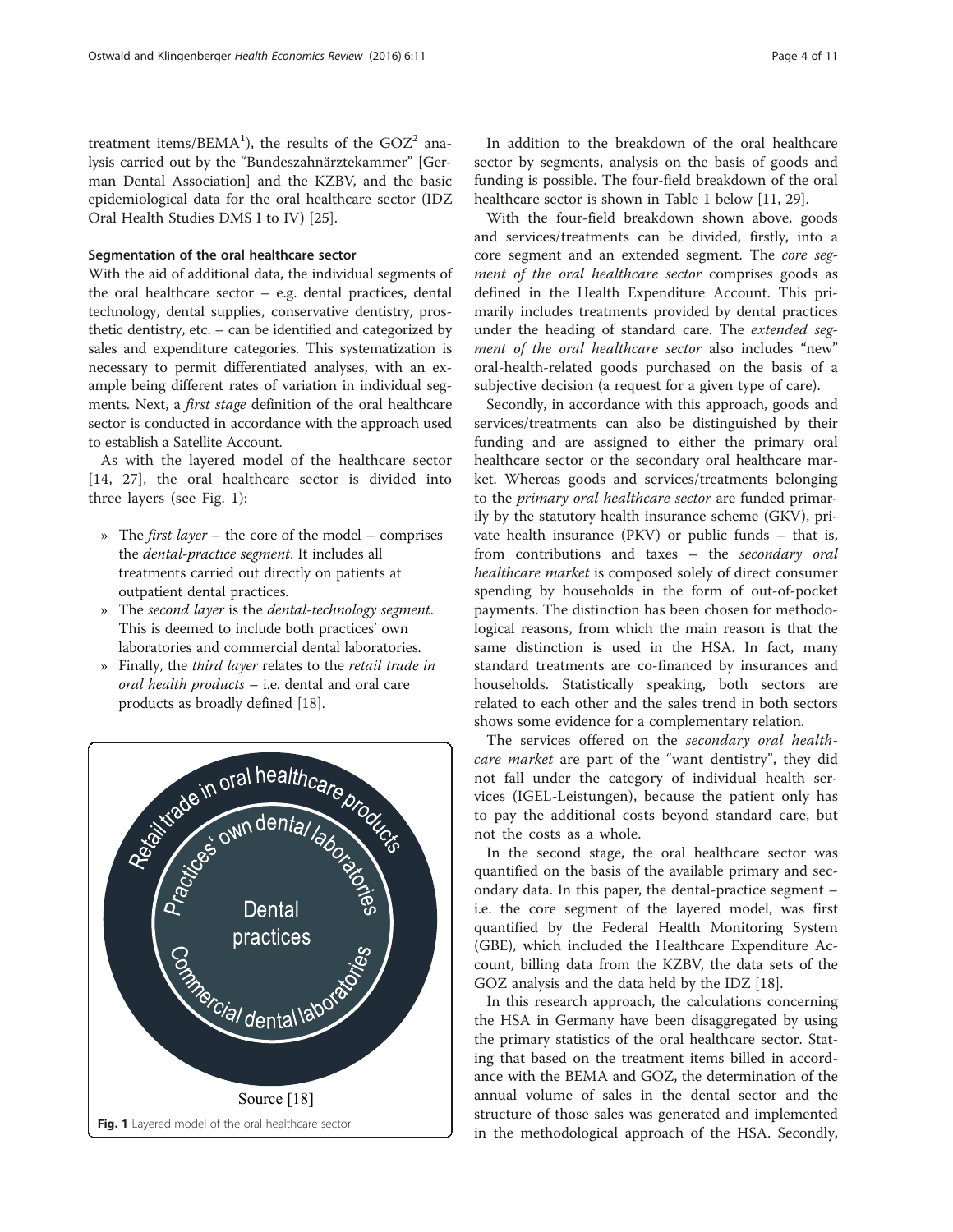treatment items/BEMA[1]), the results of the GOZ[2] analysis carried out by the "Bundeszahnärztekammer" [German Dental Association] and the KZBV, and the basic epidemiological data for the oral healthcare sector (IDZ Oral Health Studies DMS I to IV) [25].

### Segmentation of the oral healthcare sector

With the aid of additional data, the individual segments of the oral healthcare sector – e.g. dental practices, dental technology, dental supplies, conservative dentistry, prosthetic dentistry, etc. – can be identified and categorized by sales and expenditure categories. This systematization is necessary to permit differentiated analyses, with an example being different rates of variation in individual segments. Next, a *first stage* definition of the oral healthcare sector is conducted in accordance with the approach used to establish a Satellite Account.

As with the layered model of the healthcare sector [14, 27], the oral healthcare sector is divided into three layers (see Fig. 1):

- The *first layer* – the core of the model – comprises the *dental-practice segment*. It includes all treatments carried out directly on patients at outpatient dental practices.
- The *second layer* is the *dental-technology segment*. This is deemed to include both practices' own laboratories and commercial dental laboratories.
- Finally, the *third layer* relates to the *retail trade in oral health products* – i.e. dental and oral care products as broadly defined [18].

Source [18]

**Fig. 1** Layered model of the oral healthcare sector

In addition to the breakdown of the oral healthcare sector by segments, analysis on the basis of goods and funding is possible. The four-field breakdown of the oral healthcare sector is shown in Table 1 below [11, 29].

With the four-field breakdown shown above, goods and services/treatments can be divided, firstly, into a core segment and an extended segment. The *core segment of the oral healthcare sector* comprises goods as defined in the Health Expenditure Account. This primarily includes treatments provided by dental practices under the heading of standard care. The *extended segment of the oral healthcare sector* also includes "new" oral-health-related goods purchased on the basis of a subjective decision (a request for a given type of care).

Secondly, in accordance with this approach, goods and services/treatments can also be distinguished by their funding and are assigned to either the primary oral healthcare sector or the secondary oral healthcare market. Whereas goods and services/treatments belonging to the *primary oral healthcare sector* are funded primarily by the statutory health insurance scheme (GKV), private health insurance (PKV) or public funds – that is, from contributions and taxes – the *secondary oral healthcare market* is composed solely of direct consumer spending by households in the form of out-of-pocket payments. The distinction has been chosen for methodological reasons, from which the main reason is that the same distinction is used in the HSA. In fact, many standard treatments are co-financed by insurances and households. Statistically speaking, both sectors are related to each other and the sales trend in both sectors shows some evidence for a complementary relation.

The services offered on the *secondary oral healthcare market* are part of the "want dentistry", they did not fall under the category of individual health services (IGEL-Leistungen), because the patient only has to pay the additional costs beyond standard care, but not the costs as a whole.

In the second stage, the oral healthcare sector was quantified on the basis of the available primary and secondary data. In this paper, the dental-practice segment – i.e. the core segment of the layered model, was first quantified by the Federal Health Monitoring System (GBE), which included the Healthcare Expenditure Account, billing data from the KZBV, the data sets of the GOZ analysis and the data held by the IDZ [18].

In this research approach, the calculations concerning the HSA in Germany have been disaggregated by using the primary statistics of the oral healthcare sector. Stating that based on the treatment items billed in accordance with the BEMA and GOZ, the determination of the annual volume of sales in the dental sector and the structure of those sales was generated and implemented in the methodological approach of the HSA. Secondly,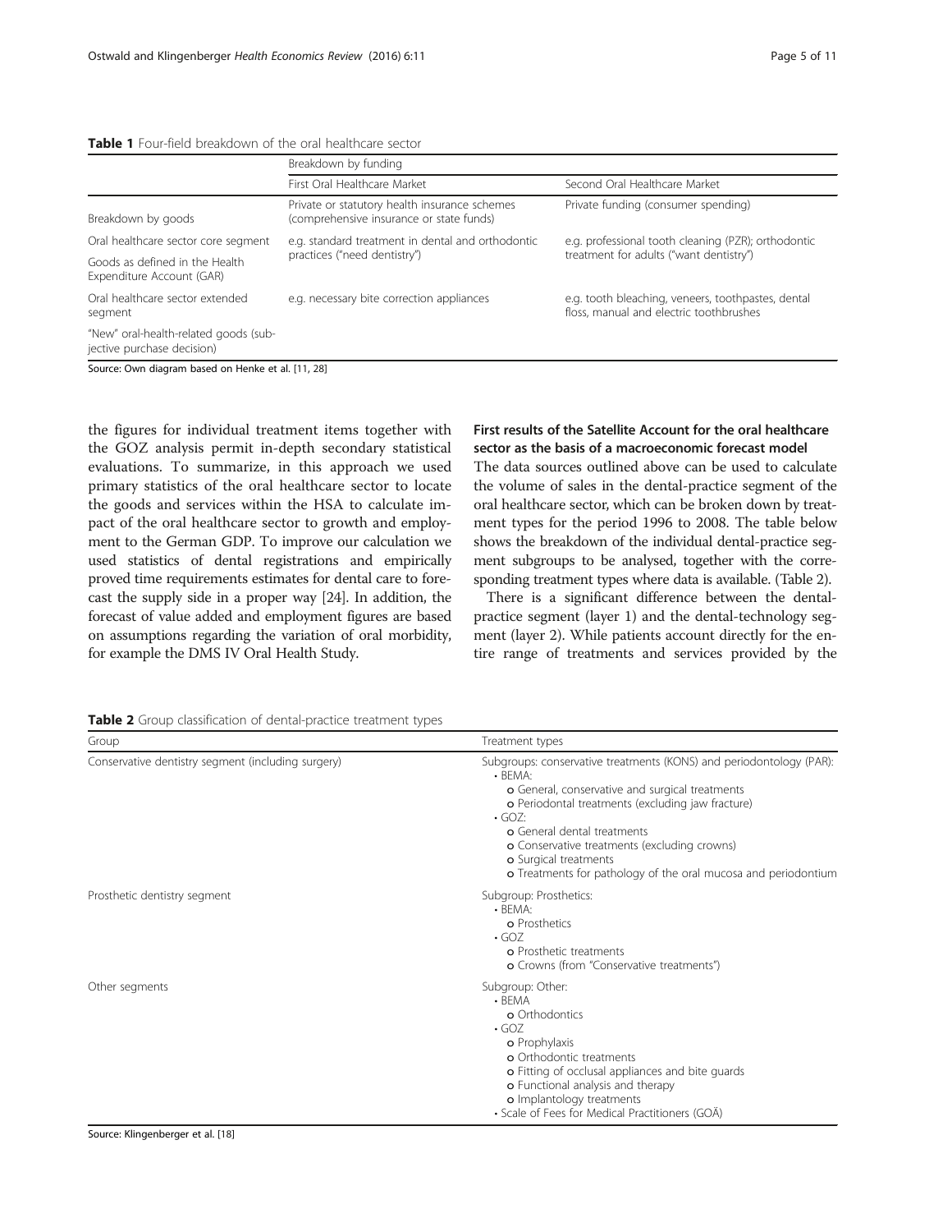**Table 1** Four-field breakdown of the oral healthcare sector

| | Breakdown by funding | |
|---|---|---|
| | First Oral Healthcare Market | Second Oral Healthcare Market |
| Breakdown by goods | Private or statutory health insurance schemes (comprehensive insurance or state funds) | Private funding (consumer spending) |
| Oral healthcare sector core segment<br>Goods as defined in the Health Expenditure Account (GAR) | e.g. standard treatment in dental and orthodontic practices ("need dentistry") | e.g. professional tooth cleaning (PZR); orthodontic treatment for adults ("want dentistry") |
| Oral healthcare sector extended segment<br>"New" oral-health-related goods (subjective purchase decision) | e.g. necessary bite correction appliances | e.g. tooth bleaching, veneers, toothpastes, dental floss, manual and electric toothbrushes |

Source: Own diagram based on Henke et al. [11, 28]

the figures for individual treatment items together with the GOZ analysis permit in-depth secondary statistical evaluations. To summarize, in this approach we used primary statistics of the oral healthcare sector to locate the goods and services within the HSA to calculate impact of the oral healthcare sector to growth and employment to the German GDP. To improve our calculation we used statistics of dental registrations and empirically proved time requirements estimates for dental care to forecast the supply side in a proper way [24]. In addition, the forecast of value added and employment figures are based on assumptions regarding the variation of oral morbidity, for example the DMS IV Oral Health Study.

### First results of the Satellite Account for the oral healthcare sector as the basis of a macroeconomic forecast model

The data sources outlined above can be used to calculate the volume of sales in the dental-practice segment of the oral healthcare sector, which can be broken down by treatment types for the period 1996 to 2008. The table below shows the breakdown of the individual dental-practice segment subgroups to be analysed, together with the corresponding treatment types where data is available. (Table 2).

There is a significant difference between the dental-practice segment (layer 1) and the dental-technology segment (layer 2). While patients account directly for the entire range of treatments and services provided by the

**Table 2** Group classification of dental-practice treatment types

| Group | Treatment types |
|---|---|
| Conservative dentistry segment (including surgery) | Subgroups: conservative treatments (KONS) and periodontology (PAR):<br>• BEMA:<br>o General, conservative and surgical treatments<br>o Periodontal treatments (excluding jaw fracture)<br>• GOZ:<br>o General dental treatments<br>o Conservative treatments (excluding crowns)<br>o Surgical treatments<br>o Treatments for pathology of the oral mucosa and periodontium |
| Prosthetic dentistry segment | Subgroup: Prosthetics:<br>• BEMA:<br>o Prosthetics<br>• GOZ<br>o Prosthetic treatments<br>o Crowns (from "Conservative treatments") |
| Other segments | Subgroup: Other:<br>• BEMA<br>o Orthodontics<br>• GOZ<br>o Prophylaxis<br>o Orthodontic treatments<br>o Fitting of occlusal appliances and bite guards<br>o Functional analysis and therapy<br>o Implantology treatments<br>• Scale of Fees for Medical Practitioners (GOÄ) |

Source: Klingenberger et al. [18]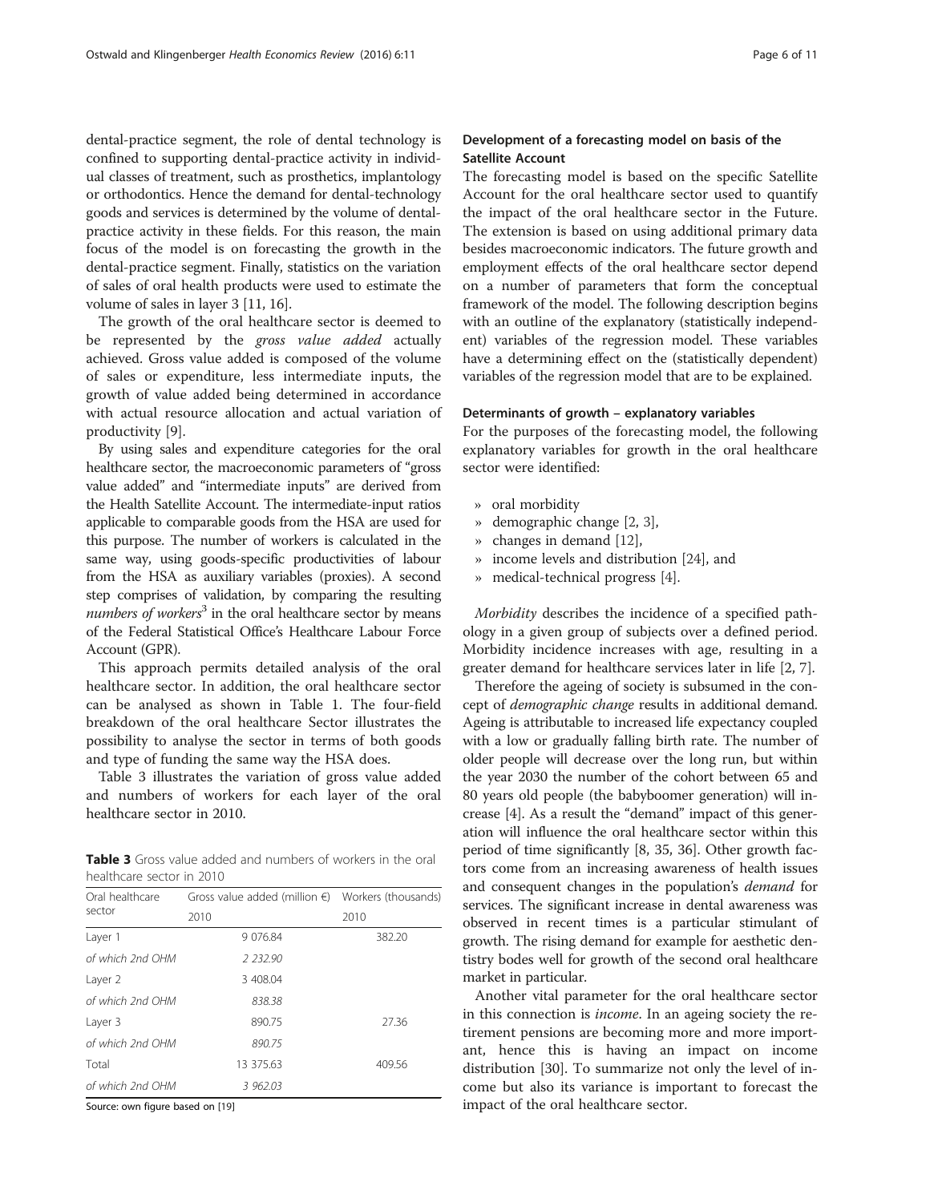dental-practice segment, the role of dental technology is confined to supporting dental-practice activity in individual classes of treatment, such as prosthetics, implantology or orthodontics. Hence the demand for dental-technology goods and services is determined by the volume of dental-practice activity in these fields. For this reason, the main focus of the model is on forecasting the growth in the dental-practice segment. Finally, statistics on the variation of sales of oral health products were used to estimate the volume of sales in layer 3 [11, 16].

The growth of the oral healthcare sector is deemed to be represented by the *gross value added* actually achieved. Gross value added is composed of the volume of sales or expenditure, less intermediate inputs, the growth of value added being determined in accordance with actual resource allocation and actual variation of productivity [9].

By using sales and expenditure categories for the oral healthcare sector, the macroeconomic parameters of "gross value added" and "intermediate inputs" are derived from the Health Satellite Account. The intermediate-input ratios applicable to comparable goods from the HSA are used for this purpose. The number of workers is calculated in the same way, using goods-specific productivities of labour from the HSA as auxiliary variables (proxies). A second step comprises of validation, by comparing the resulting *numbers of workers*[3] in the oral healthcare sector by means of the Federal Statistical Office's Healthcare Labour Force Account (GPR).

This approach permits detailed analysis of the oral healthcare sector. In addition, the oral healthcare sector can be analysed as shown in Table 1. The four-field breakdown of the oral healthcare Sector illustrates the possibility to analyse the sector in terms of both goods and type of funding the same way the HSA does.

Table 3 illustrates the variation of gross value added and numbers of workers for each layer of the oral healthcare sector in 2010.

**Table 3** Gross value added and numbers of workers in the oral healthcare sector in 2010

| Oral healthcare sector | Gross value added (million €) | Workers (thousands) |
|---|---|---|
| | 2010 | 2010 |
| Layer 1 | 9 076.84 | 382.20 |
| *of which 2nd OHM* | *2 232.90* | |
| Layer 2 | 3 408.04 | |
| *of which 2nd OHM* | *838.38* | |
| Layer 3 | 890.75 | 27.36 |
| *of which 2nd OHM* | *890.75* | |
| Total | 13 375.63 | 409.56 |
| *of which 2nd OHM* | *3 962.03* | |

Source: own figure based on [19]

### Development of a forecasting model on basis of the Satellite Account

The forecasting model is based on the specific Satellite Account for the oral healthcare sector used to quantify the impact of the oral healthcare sector in the Future. The extension is based on using additional primary data besides macroeconomic indicators. The future growth and employment effects of the oral healthcare sector depend on a number of parameters that form the conceptual framework of the model. The following description begins with an outline of the explanatory (statistically independent) variables of the regression model. These variables have a determining effect on the (statistically dependent) variables of the regression model that are to be explained.

#### Determinants of growth – explanatory variables

For the purposes of the forecasting model, the following explanatory variables for growth in the oral healthcare sector were identified:

- oral morbidity
- demographic change [2, 3],
- changes in demand [12],
- income levels and distribution [24], and
- medical-technical progress [4].

*Morbidity* describes the incidence of a specified pathology in a given group of subjects over a defined period. Morbidity incidence increases with age, resulting in a greater demand for healthcare services later in life [2, 7].

Therefore the ageing of society is subsumed in the concept of *demographic change* results in additional demand. Ageing is attributable to increased life expectancy coupled with a low or gradually falling birth rate. The number of older people will decrease over the long run, but within the year 2030 the number of the cohort between 65 and 80 years old people (the babyboomer generation) will increase [4]. As a result the "demand" impact of this generation will influence the oral healthcare sector within this period of time significantly [8, 35, 36]. Other growth factors come from an increasing awareness of health issues and consequent changes in the population's *demand* for services. The significant increase in dental awareness was observed in recent times is a particular stimulant of growth. The rising demand for example for aesthetic dentistry bodes well for growth of the second oral healthcare market in particular.

Another vital parameter for the oral healthcare sector in this connection is *income*. In an ageing society the retirement pensions are becoming more and more important, hence this is having an impact on income distribution [30]. To summarize not only the level of income but also its variance is important to forecast the impact of the oral healthcare sector.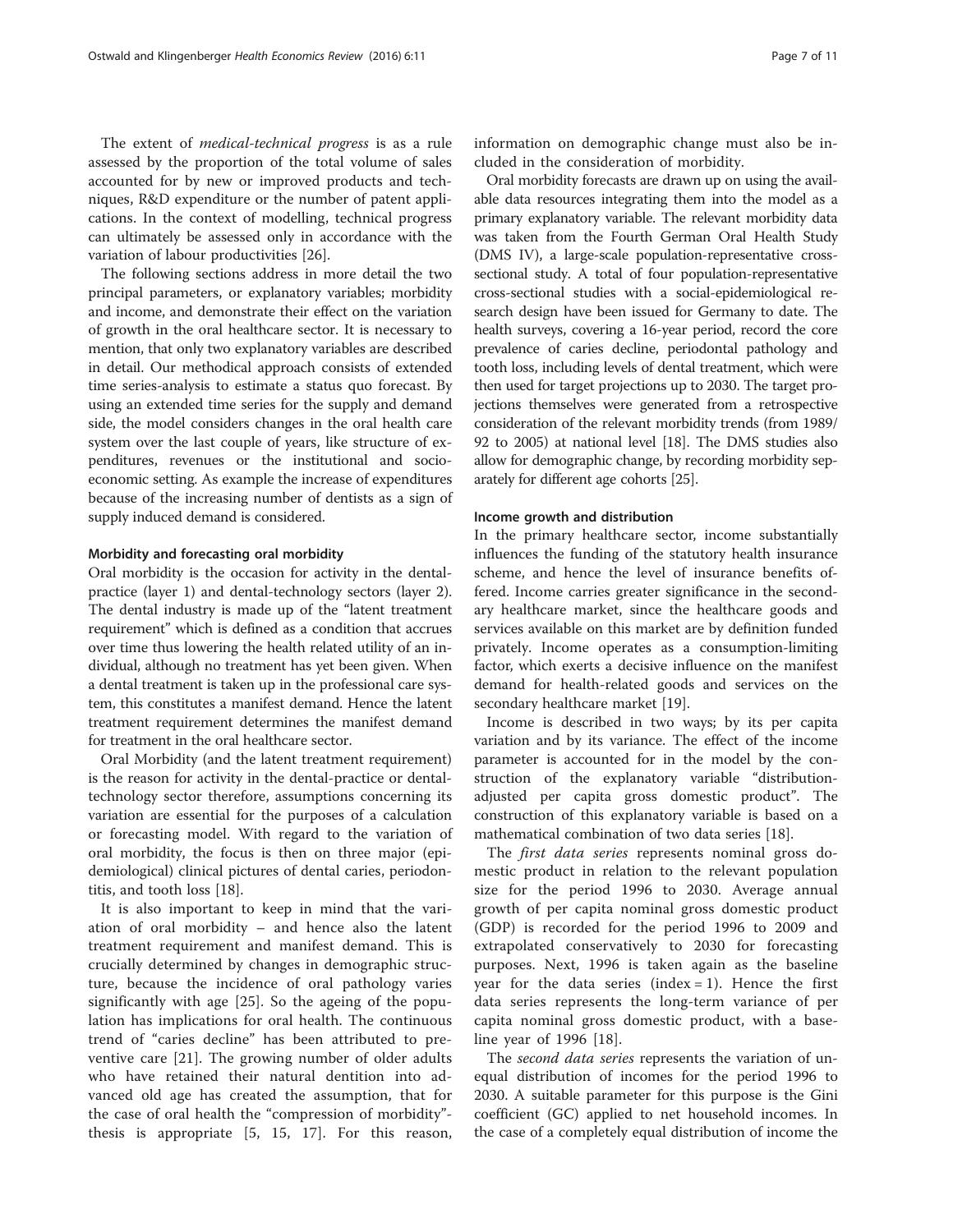The extent of *medical-technical progress* is as a rule assessed by the proportion of the total volume of sales accounted for by new or improved products and techniques, R&D expenditure or the number of patent applications. In the context of modelling, technical progress can ultimately be assessed only in accordance with the variation of labour productivities [26].

The following sections address in more detail the two principal parameters, or explanatory variables; morbidity and income, and demonstrate their effect on the variation of growth in the oral healthcare sector. It is necessary to mention, that only two explanatory variables are described in detail. Our methodical approach consists of extended time series-analysis to estimate a status quo forecast. By using an extended time series for the supply and demand side, the model considers changes in the oral health care system over the last couple of years, like structure of expenditures, revenues or the institutional and socioeconomic setting. As example the increase of expenditures because of the increasing number of dentists as a sign of supply induced demand is considered.

### Morbidity and forecasting oral morbidity

Oral morbidity is the occasion for activity in the dental-practice (layer 1) and dental-technology sectors (layer 2). The dental industry is made up of the "latent treatment requirement" which is defined as a condition that accrues over time thus lowering the health related utility of an individual, although no treatment has yet been given. When a dental treatment is taken up in the professional care system, this constitutes a manifest demand. Hence the latent treatment requirement determines the manifest demand for treatment in the oral healthcare sector.

Oral Morbidity (and the latent treatment requirement) is the reason for activity in the dental-practice or dental-technology sector therefore, assumptions concerning its variation are essential for the purposes of a calculation or forecasting model. With regard to the variation of oral morbidity, the focus is then on three major (epidemiological) clinical pictures of dental caries, periodontitis, and tooth loss [18].

It is also important to keep in mind that the variation of oral morbidity – and hence also the latent treatment requirement and manifest demand. This is crucially determined by changes in demographic structure, because the incidence of oral pathology varies significantly with age [25]. So the ageing of the population has implications for oral health. The continuous trend of "caries decline" has been attributed to preventive care [21]. The growing number of older adults who have retained their natural dentition into advanced old age has created the assumption, that for the case of oral health the "compression of morbidity"-thesis is appropriate [5, 15, 17]. For this reason, information on demographic change must also be included in the consideration of morbidity.

Oral morbidity forecasts are drawn up on using the available data resources integrating them into the model as a primary explanatory variable. The relevant morbidity data was taken from the Fourth German Oral Health Study (DMS IV), a large-scale population-representative cross-sectional study. A total of four population-representative cross-sectional studies with a social-epidemiological research design have been issued for Germany to date. The health surveys, covering a 16-year period, record the core prevalence of caries decline, periodontal pathology and tooth loss, including levels of dental treatment, which were then used for target projections up to 2030. The target projections themselves were generated from a retrospective consideration of the relevant morbidity trends (from 1989/92 to 2005) at national level [18]. The DMS studies also allow for demographic change, by recording morbidity separately for different age cohorts [25].

### Income growth and distribution

In the primary healthcare sector, income substantially influences the funding of the statutory health insurance scheme, and hence the level of insurance benefits offered. Income carries greater significance in the secondary healthcare market, since the healthcare goods and services available on this market are by definition funded privately. Income operates as a consumption-limiting factor, which exerts a decisive influence on the manifest demand for health-related goods and services on the secondary healthcare market [19].

Income is described in two ways; by its per capita variation and by its variance. The effect of the income parameter is accounted for in the model by the construction of the explanatory variable "distribution-adjusted per capita gross domestic product". The construction of this explanatory variable is based on a mathematical combination of two data series [18].

The *first data series* represents nominal gross domestic product in relation to the relevant population size for the period 1996 to 2030. Average annual growth of per capita nominal gross domestic product (GDP) is recorded for the period 1996 to 2009 and extrapolated conservatively to 2030 for forecasting purposes. Next, 1996 is taken again as the baseline year for the data series (index = 1). Hence the first data series represents the long-term variance of per capita nominal gross domestic product, with a baseline year of 1996 [18].

The *second data series* represents the variation of unequal distribution of incomes for the period 1996 to 2030. A suitable parameter for this purpose is the Gini coefficient (GC) applied to net household incomes. In the case of a completely equal distribution of income the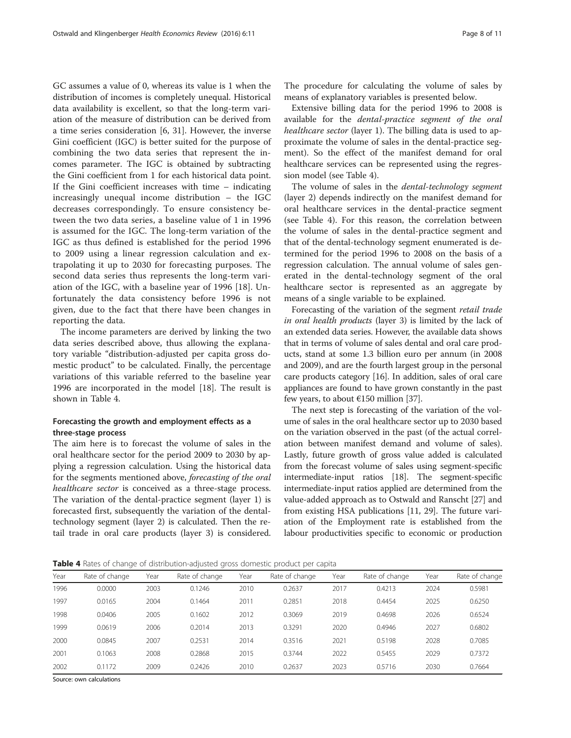GC assumes a value of 0, whereas its value is 1 when the distribution of incomes is completely unequal. Historical data availability is excellent, so that the long-term variation of the measure of distribution can be derived from a time series consideration [6, 31]. However, the inverse Gini coefficient (IGC) is better suited for the purpose of combining the two data series that represent the incomes parameter. The IGC is obtained by subtracting the Gini coefficient from 1 for each historical data point. If the Gini coefficient increases with time – indicating increasingly unequal income distribution – the IGC decreases correspondingly. To ensure consistency between the two data series, a baseline value of 1 in 1996 is assumed for the IGC. The long-term variation of the IGC as thus defined is established for the period 1996 to 2009 using a linear regression calculation and extrapolating it up to 2030 for forecasting purposes. The second data series thus represents the long-term variation of the IGC, with a baseline year of 1996 [18]. Unfortunately the data consistency before 1996 is not given, due to the fact that there have been changes in reporting the data.

The income parameters are derived by linking the two data series described above, thus allowing the explanatory variable "distribution-adjusted per capita gross domestic product" to be calculated. Finally, the percentage variations of this variable referred to the baseline year 1996 are incorporated in the model [18]. The result is shown in Table 4.

### Forecasting the growth and employment effects as a three-stage process

The aim here is to forecast the volume of sales in the oral healthcare sector for the period 2009 to 2030 by applying a regression calculation. Using the historical data for the segments mentioned above, *forecasting of the oral healthcare sector* is conceived as a three-stage process. The variation of the dental-practice segment (layer 1) is forecasted first, subsequently the variation of the dental-technology segment (layer 2) is calculated. Then the retail trade in oral care products (layer 3) is considered. The procedure for calculating the volume of sales by means of explanatory variables is presented below.

Extensive billing data for the period 1996 to 2008 is available for the *dental-practice segment of the oral healthcare sector* (layer 1). The billing data is used to approximate the volume of sales in the dental-practice segment). So the effect of the manifest demand for oral healthcare services can be represented using the regression model (see Table 4).

The volume of sales in the *dental-technology segment* (layer 2) depends indirectly on the manifest demand for oral healthcare services in the dental-practice segment (see Table 4). For this reason, the correlation between the volume of sales in the dental-practice segment and that of the dental-technology segment enumerated is determined for the period 1996 to 2008 on the basis of a regression calculation. The annual volume of sales generated in the dental-technology segment of the oral healthcare sector is represented as an aggregate by means of a single variable to be explained.

Forecasting of the variation of the segment *retail trade in oral health products* (layer 3) is limited by the lack of an extended data series. However, the available data shows that in terms of volume of sales dental and oral care products, stand at some 1.3 billion euro per annum (in 2008 and 2009), and are the fourth largest group in the personal care products category [16]. In addition, sales of oral care appliances are found to have grown constantly in the past few years, to about €150 million [37].

The next step is forecasting of the variation of the volume of sales in the oral healthcare sector up to 2030 based on the variation observed in the past (of the actual correlation between manifest demand and volume of sales). Lastly, future growth of gross value added is calculated from the forecast volume of sales using segment-specific intermediate-input ratios [18]. The segment-specific intermediate-input ratios applied are determined from the value-added approach as to Ostwald and Ranscht [27] and from existing HSA publications [11, 29]. The future variation of the Employment rate is established from the labour productivities specific to economic or production

**Table 4** Rates of change of distribution-adjusted gross domestic product per capita

| Year | Rate of change | Year | Rate of change | Year | Rate of change | Year | Rate of change | Year | Rate of change |
|---|---|---|---|---|---|---|---|---|---|
| 1996 | 0.0000 | 2003 | 0.1246 | 2010 | 0.2637 | 2017 | 0.4213 | 2024 | 0.5981 |
| 1997 | 0.0165 | 2004 | 0.1464 | 2011 | 0.2851 | 2018 | 0.4454 | 2025 | 0.6250 |
| 1998 | 0.0406 | 2005 | 0.1602 | 2012 | 0.3069 | 2019 | 0.4698 | 2026 | 0.6524 |
| 1999 | 0.0619 | 2006 | 0.2014 | 2013 | 0.3291 | 2020 | 0.4946 | 2027 | 0.6802 |
| 2000 | 0.0845 | 2007 | 0.2531 | 2014 | 0.3516 | 2021 | 0.5198 | 2028 | 0.7085 |
| 2001 | 0.1063 | 2008 | 0.2868 | 2015 | 0.3744 | 2022 | 0.5455 | 2029 | 0.7372 |
| 2002 | 0.1172 | 2009 | 0.2426 | 2010 | 0.2637 | 2023 | 0.5716 | 2030 | 0.7664 |

Source: own calculations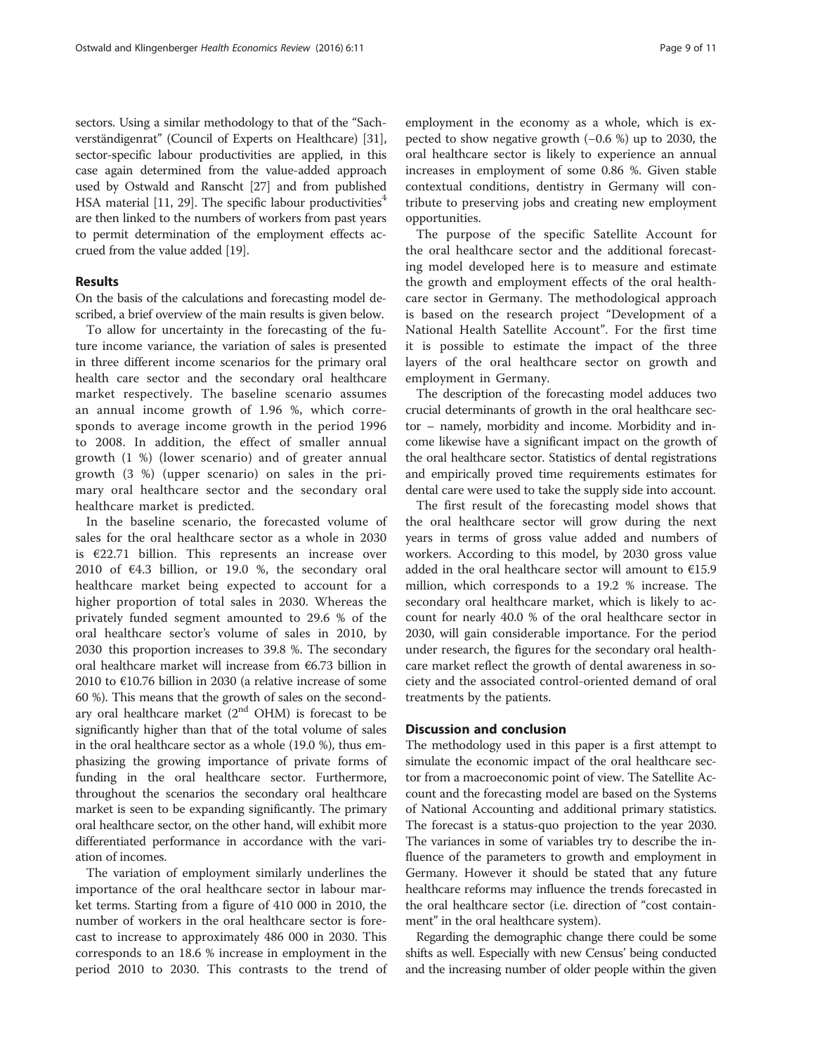sectors. Using a similar methodology to that of the "Sachverständigenrat" (Council of Experts on Healthcare) [31], sector-specific labour productivities are applied, in this case again determined from the value-added approach used by Ostwald and Ranscht [27] and from published HSA material [11, 29]. The specific labour productivities[4] are then linked to the numbers of workers from past years to permit determination of the employment effects accrued from the value added [19].

## Results

On the basis of the calculations and forecasting model described, a brief overview of the main results is given below.

To allow for uncertainty in the forecasting of the future income variance, the variation of sales is presented in three different income scenarios for the primary oral health care sector and the secondary oral healthcare market respectively. The baseline scenario assumes an annual income growth of 1.96 %, which corresponds to average income growth in the period 1996 to 2008. In addition, the effect of smaller annual growth (1 %) (lower scenario) and of greater annual growth (3 %) (upper scenario) on sales in the primary oral healthcare sector and the secondary oral healthcare market is predicted.

In the baseline scenario, the forecasted volume of sales for the oral healthcare sector as a whole in 2030 is €22.71 billion. This represents an increase over 2010 of €4.3 billion, or 19.0 %, the secondary oral healthcare market being expected to account for a higher proportion of total sales in 2030. Whereas the privately funded segment amounted to 29.6 % of the oral healthcare sector's volume of sales in 2010, by 2030 this proportion increases to 39.8 %. The secondary oral healthcare market will increase from €6.73 billion in 2010 to €10.76 billion in 2030 (a relative increase of some 60 %). This means that the growth of sales on the secondary oral healthcare market (2nd OHM) is forecast to be significantly higher than that of the total volume of sales in the oral healthcare sector as a whole (19.0 %), thus emphasizing the growing importance of private forms of funding in the oral healthcare sector. Furthermore, throughout the scenarios the secondary oral healthcare market is seen to be expanding significantly. The primary oral healthcare sector, on the other hand, will exhibit more differentiated performance in accordance with the variation of incomes.

The variation of employment similarly underlines the importance of the oral healthcare sector in labour market terms. Starting from a figure of 410 000 in 2010, the number of workers in the oral healthcare sector is forecast to increase to approximately 486 000 in 2030. This corresponds to an 18.6 % increase in employment in the period 2010 to 2030. This contrasts to the trend of employment in the economy as a whole, which is expected to show negative growth (−0.6 %) up to 2030, the oral healthcare sector is likely to experience an annual increases in employment of some 0.86 %. Given stable contextual conditions, dentistry in Germany will contribute to preserving jobs and creating new employment opportunities.

The purpose of the specific Satellite Account for the oral healthcare sector and the additional forecasting model developed here is to measure and estimate the growth and employment effects of the oral healthcare sector in Germany. The methodological approach is based on the research project "Development of a National Health Satellite Account". For the first time it is possible to estimate the impact of the three layers of the oral healthcare sector on growth and employment in Germany.

The description of the forecasting model adduces two crucial determinants of growth in the oral healthcare sector – namely, morbidity and income. Morbidity and income likewise have a significant impact on the growth of the oral healthcare sector. Statistics of dental registrations and empirically proved time requirements estimates for dental care were used to take the supply side into account.

The first result of the forecasting model shows that the oral healthcare sector will grow during the next years in terms of gross value added and numbers of workers. According to this model, by 2030 gross value added in the oral healthcare sector will amount to €15.9 million, which corresponds to a 19.2 % increase. The secondary oral healthcare market, which is likely to account for nearly 40.0 % of the oral healthcare sector in 2030, will gain considerable importance. For the period under research, the figures for the secondary oral healthcare market reflect the growth of dental awareness in society and the associated control-oriented demand of oral treatments by the patients.

## Discussion and conclusion

The methodology used in this paper is a first attempt to simulate the economic impact of the oral healthcare sector from a macroeconomic point of view. The Satellite Account and the forecasting model are based on the Systems of National Accounting and additional primary statistics. The forecast is a status-quo projection to the year 2030. The variances in some of variables try to describe the influence of the parameters to growth and employment in Germany. However it should be stated that any future healthcare reforms may influence the trends forecasted in the oral healthcare sector (i.e. direction of "cost containment" in the oral healthcare system).

Regarding the demographic change there could be some shifts as well. Especially with new Census' being conducted and the increasing number of older people within the given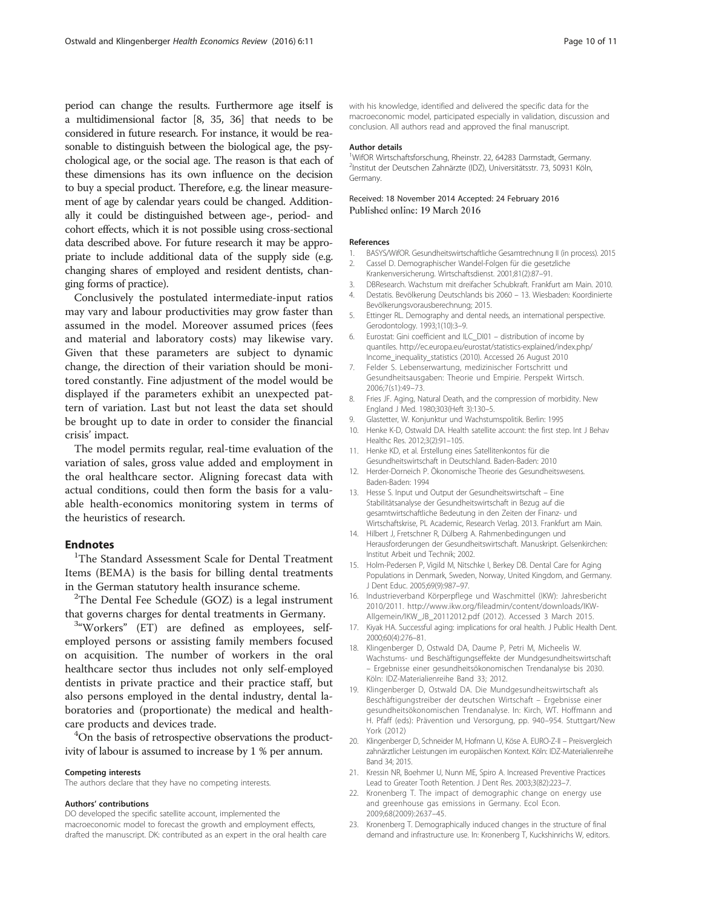period can change the results. Furthermore age itself is a multidimensional factor [8, 35, 36] that needs to be considered in future research. For instance, it would be reasonable to distinguish between the biological age, the psychological age, or the social age. The reason is that each of these dimensions has its own influence on the decision to buy a special product. Therefore, e.g. the linear measurement of age by calendar years could be changed. Additionally it could be distinguished between age-, period- and cohort effects, which it is not possible using cross-sectional data described above. For future research it may be appropriate to include additional data of the supply side (e.g. changing shares of employed and resident dentists, changing forms of practice).

Conclusively the postulated intermediate-input ratios may vary and labour productivities may grow faster than assumed in the model. Moreover assumed prices (fees and material and laboratory costs) may likewise vary. Given that these parameters are subject to dynamic change, the direction of their variation should be monitored constantly. Fine adjustment of the model would be displayed if the parameters exhibit an unexpected pattern of variation. Last but not least the data set should be brought up to date in order to consider the financial crisis' impact.

The model permits regular, real-time evaluation of the variation of sales, gross value added and employment in the oral healthcare sector. Aligning forecast data with actual conditions, could then form the basis for a valuable health-economics monitoring system in terms of the heuristics of research.

## Endnotes

[1]The Standard Assessment Scale for Dental Treatment Items (BEMA) is the basis for billing dental treatments in the German statutory health insurance scheme.

[2]The Dental Fee Schedule (GOZ) is a legal instrument that governs charges for dental treatments in Germany.

[3]"Workers" (ET) are defined as employees, self-employed persons or assisting family members focused on acquisition. The number of workers in the oral healthcare sector thus includes not only self-employed dentists in private practice and their practice staff, but also persons employed in the dental industry, dental laboratories and (proportionate) the medical and healthcare products and devices trade.

[4]On the basis of retrospective observations the productivity of labour is assumed to increase by 1 % per annum.

#### Competing interests

The authors declare that they have no competing interests.

#### Authors' contributions

DO developed the specific satellite account, implemented the macroeconomic model to forecast the growth and employment effects, drafted the manuscript. DK: contributed as an expert in the oral health care with his knowledge, identified and delivered the specific data for the macroeconomic model, participated especially in validation, discussion and conclusion. All authors read and approved the final manuscript.

#### Author details

[1]WifOR Wirtschaftsforschung, Rheinstr. 22, 64283 Darmstadt, Germany. [2]Institut der Deutschen Zahnärzte (IDZ), Universitätsstr. 73, 50931 Köln, Germany.

Received: 18 November 2014 Accepted: 24 February 2016
Published online: 19 March 2016

#### References

1. BASYS/WifOR. Gesundheitswirtschaftliche Gesamtrechnung II (in process). 2015
2. Cassel D. Demographischer Wandel-Folgen für die gesetzliche Krankenversicherung. Wirtschaftsdienst. 2001;81(2):87–91.
3. DBResearch. Wachstum mit dreifacher Schubkraft. Frankfurt am Main. 2010.
4. Destatis. Bevölkerung Deutschlands bis 2060 – 13. Wiesbaden: Koordinierte Bevölkerungsvorausberechnung; 2015.
5. Ettinger RL. Demography and dental needs, an international perspective. Gerodontology. 1993;1(10):3–9.
6. Eurostat: Gini coefficient and ILC_DI01 – distribution of income by quantiles. http://ec.europa.eu/eurostat/statistics-explained/index.php/Income_inequality_statistics (2010). Accessed 26 August 2010
7. Felder S. Lebenserwartung, medizinischer Fortschritt und Gesundheitsausgaben: Theorie und Empirie. Perspekt Wirtsch. 2006;7(s1):49–73.
8. Fries JF. Aging, Natural Death, and the compression of morbidity. New England J Med. 1980;303(Heft 3):130–5.
9. Glastetter, W. Konjunktur und Wachstumspolitik. Berlin: 1995
10. Henke K-D, Ostwald DA. Health satellite account: the first step. Int J Behav Healthc Res. 2012;3(2):91–105.
11. Henke KD, et al. Erstellung eines Satellitenkontos für die Gesundheitswirtschaft in Deutschland. Baden-Baden: 2010
12. Herder-Dorneich P. Ökonomische Theorie des Gesundheitswesens. Baden-Baden: 1994
13. Hesse S. Input und Output der Gesundheitswirtschaft – Eine Stabilitätsanalyse der Gesundheitswirtschaft in Bezug auf die gesamtwirtschaftliche Bedeutung in den Zeiten der Finanz- und Wirtschaftskrise, PL Academic, Research Verlag. 2013. Frankfurt am Main.
14. Hilbert J, Fretschner R, Dülberg A. Rahmenbedingungen und Herausforderungen der Gesundheitswirtschaft. Manuskript. Gelsenkirchen: Institut Arbeit und Technik; 2002.
15. Holm-Pedersen P, Vigild M, Nitschke I, Berkey DB. Dental Care for Aging Populations in Denmark, Sweden, Norway, United Kingdom, and Germany. J Dent Educ. 2005;69(9):987–97.
16. Industrieverband Körperpflege und Waschmittel (IKW): Jahresbericht 2010/2011. http://www.ikw.org/fileadmin/content/downloads/IKW-Allgemein/IKW_JB_20112012.pdf (2012). Accessed 3 March 2015.
17. Kiyak HA. Successful aging: implications for oral health. J Public Health Dent. 2000;60(4):276–81.
18. Klingenberger D, Ostwald DA, Daume P, Petri M, Micheelis W. Wachstums- und Beschäftigungseffekte der Mundgesundheitswirtschaft – Ergebnisse einer gesundheitsökonomischen Trendanalyse bis 2030. Köln: IDZ-Materialienreihe Band 33; 2012.
19. Klingenberger D, Ostwald DA. Die Mundgesundheitswirtschaft als Beschäftigungstreiber der deutschen Wirtschaft – Ergebnisse einer gesundheitsökonomischen Trendanalyse. In: Kirch, WT. Hoffmann and H. Pfaff (eds): Prävention und Versorgung, pp. 940–954. Stuttgart/New York (2012)
20. Klingenberger D, Schneider M, Hofmann U, Köse A. EURO-Z-II – Preisvergleich zahnärztlicher Leistungen im europäischen Kontext. Köln: IDZ-Materialienreihe Band 34; 2015.
21. Kressin NR, Boehmer U, Nunn ME, Spiro A. Increased Preventive Practices Lead to Greater Tooth Retention. J Dent Res. 2003;3(82):223–7.
22. Kronenberg T. The impact of demographic change on energy use and greenhouse gas emissions in Germany. Ecol Econ. 2009;68(2009):2637–45.
23. Kronenberg T. Demographically induced changes in the structure of final demand and infrastructure use. In: Kronenberg T, Kuckshinrichs W, editors.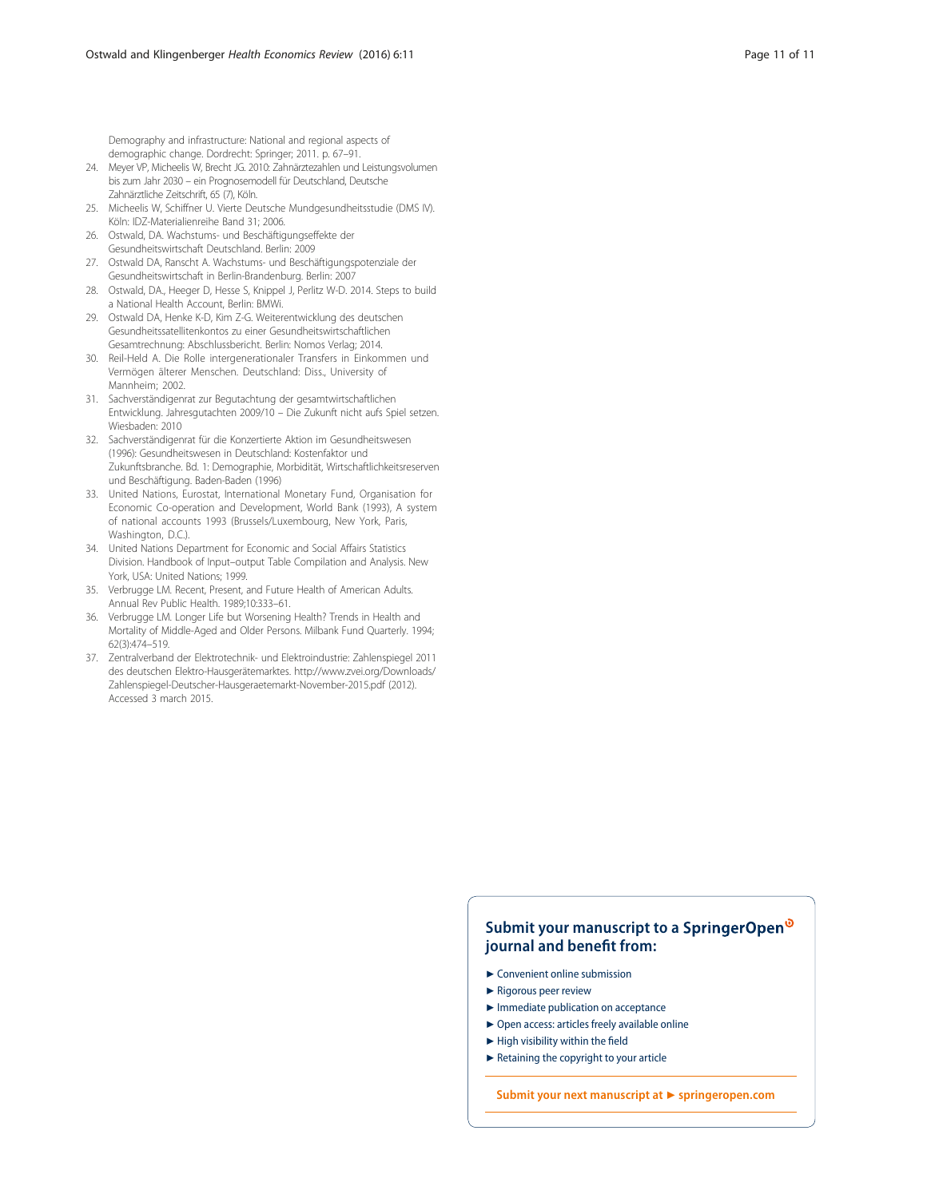Demography and infrastructure: National and regional aspects of demographic change. Dordrecht: Springer; 2011. p. 67–91.

24. Meyer VP, Micheelis W, Brecht JG. 2010: Zahnärztezahlen und Leistungsvolumen bis zum Jahr 2030 – ein Prognosemodell für Deutschland, Deutsche Zahnärztliche Zeitschrift, 65 (7), Köln.
25. Micheelis W, Schiffner U. Vierte Deutsche Mundgesundheitsstudie (DMS IV). Köln: IDZ-Materialienreihe Band 31; 2006.
26. Ostwald, DA. Wachstums- und Beschäftigungseffekte der Gesundheitswirtschaft Deutschland. Berlin: 2009
27. Ostwald DA, Ranscht A. Wachstums- und Beschäftigungspotenziale der Gesundheitswirtschaft in Berlin-Brandenburg. Berlin: 2007
28. Ostwald, DA., Heeger D, Hesse S, Knippel J, Perlitz W-D. 2014. Steps to build a National Health Account, Berlin: BMWi.
29. Ostwald DA, Henke K-D, Kim Z-G. Weiterentwicklung des deutschen Gesundheitssatellitenkontos zu einer Gesundheitswirtschaftlichen Gesamtrechnung: Abschlussbericht. Berlin: Nomos Verlag; 2014.
30. Reil-Held A. Die Rolle intergenerationaler Transfers in Einkommen und Vermögen älterer Menschen. Deutschland: Diss., University of Mannheim; 2002.
31. Sachverständigenrat zur Begutachtung der gesamtwirtschaftlichen Entwicklung. Jahresgutachten 2009/10 – Die Zukunft nicht aufs Spiel setzen. Wiesbaden: 2010
32. Sachverständigenrat für die Konzertierte Aktion im Gesundheitswesen (1996): Gesundheitswesen in Deutschland: Kostenfaktor und Zukunftsbranche. Bd. 1: Demographie, Morbidität, Wirtschaftlichkeitsreserven und Beschäftigung. Baden-Baden (1996)
33. United Nations, Eurostat, International Monetary Fund, Organisation for Economic Co-operation and Development, World Bank (1993), A system of national accounts 1993 (Brussels/Luxembourg, New York, Paris, Washington, D.C.).
34. United Nations Department for Economic and Social Affairs Statistics Division. Handbook of Input–output Table Compilation and Analysis. New York, USA: United Nations; 1999.
35. Verbrugge LM. Recent, Present, and Future Health of American Adults. Annual Rev Public Health. 1989;10:333–61.
36. Verbrugge LM. Longer Life but Worsening Health? Trends in Health and Mortality of Middle-Aged and Older Persons. Milbank Fund Quarterly. 1994; 62(3):474–519.
37. Zentralverband der Elektrotechnik- und Elektroindustrie: Zahlenspiegel 2011 des deutschen Elektro-Hausgerätemarktes. http://www.zvei.org/Downloads/Zahlenspiegel-Deutscher-Hausgeraetemarkt-November-2015.pdf (2012). Accessed 3 march 2015.

**Submit your manuscript to a SpringerOpen journal and benefit from:**

- ► Convenient online submission
- ► Rigorous peer review
- ► Immediate publication on acceptance
- ► Open access: articles freely available online
- ► High visibility within the field
- ► Retaining the copyright to your article

**Submit your next manuscript at ► springeropen.com**